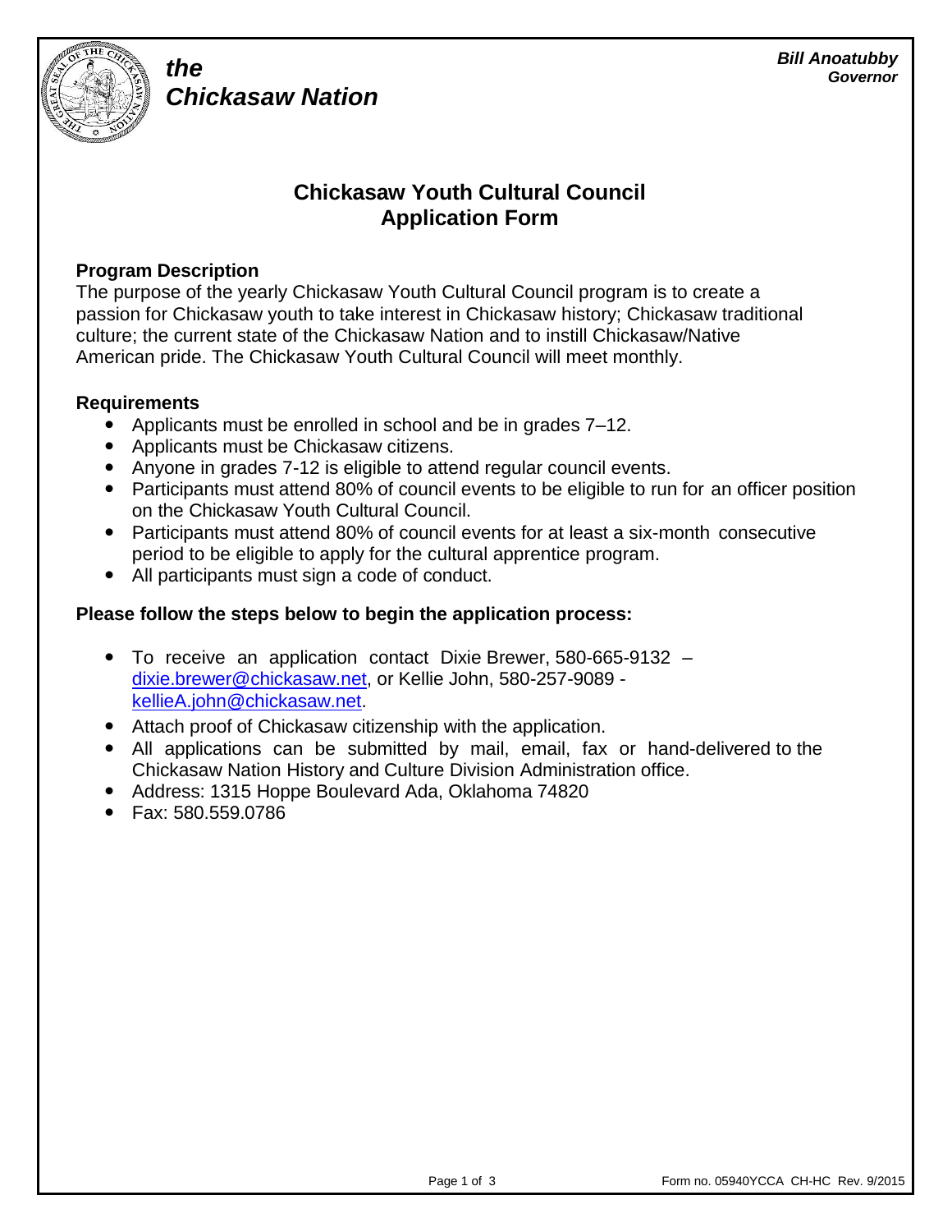*the*
***Chickasaw Nation***

***Bill Anoatubby***
***Governor***

# Chickasaw Youth Cultural Council Application Form

## Program Description

The purpose of the yearly Chickasaw Youth Cultural Council program is to create a passion for Chickasaw youth to take interest in Chickasaw history; Chickasaw traditional culture; the current state of the Chickasaw Nation and to instill Chickasaw/Native American pride. The Chickasaw Youth Cultural Council will meet monthly.

## Requirements

- Applicants must be enrolled in school and be in grades 7–12.
- Applicants must be Chickasaw citizens.
- Anyone in grades 7-12 is eligible to attend regular council events.
- Participants must attend 80% of council events to be eligible to run for an officer position on the Chickasaw Youth Cultural Council.
- Participants must attend 80% of council events for at least a six-month consecutive period to be eligible to apply for the cultural apprentice program.
- All participants must sign a code of conduct.

## Please follow the steps below to begin the application process:

- To receive an application contact Dixie Brewer, 580-665-9132 – dixie.brewer@chickasaw.net, or Kellie John, 580-257-9089 - kellieA.john@chickasaw.net.
- Attach proof of Chickasaw citizenship with the application.
- All applications can be submitted by mail, email, fax or hand-delivered to the Chickasaw Nation History and Culture Division Administration office.
- Address: 1315 Hoppe Boulevard Ada, Oklahoma 74820
- Fax: 580.559.0786

Form no. 05940YCCA CH-HC Rev. 9/2015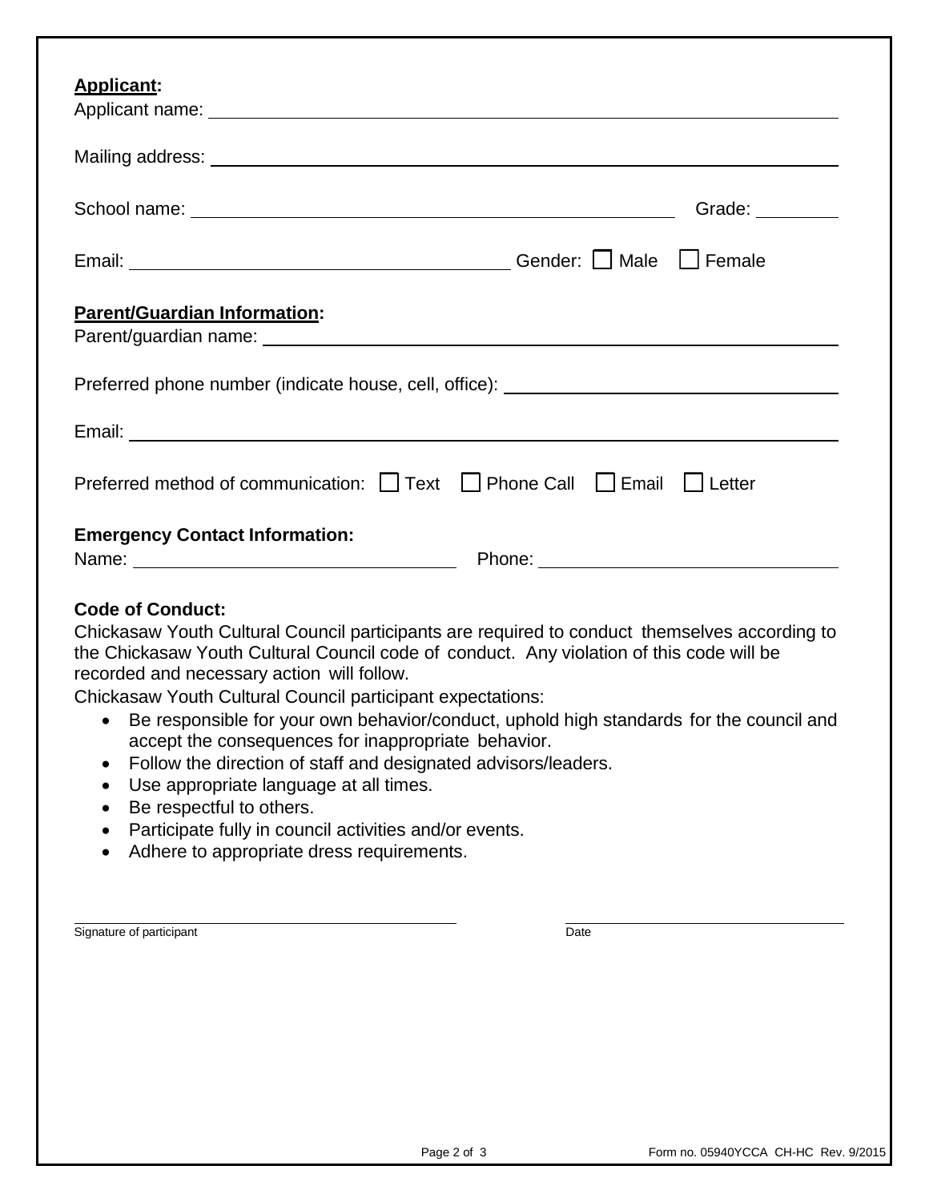**Applicant:**

Applicant name: ______________________________________________

Mailing address: ______________________________________________

School name: ________________________________ Grade: ________

Email: ______________________________ Gender: ☐ Male ☐ Female

**Parent/Guardian Information:**

Parent/guardian name: ______________________________________________

Preferred phone number (indicate house, cell, office): ______________________

Email: ______________________________________________

Preferred method of communication: ☐ Text ☐ Phone Call ☐ Email ☐ Letter

**Emergency Contact Information:**

Name: ______________________ Phone: ______________________

**Code of Conduct:**

Chickasaw Youth Cultural Council participants are required to conduct themselves according to the Chickasaw Youth Cultural Council code of conduct. Any violation of this code will be recorded and necessary action will follow.

Chickasaw Youth Cultural Council participant expectations:

- Be responsible for your own behavior/conduct, uphold high standards for the council and accept the consequences for inappropriate behavior.
- Follow the direction of staff and designated advisors/leaders.
- Use appropriate language at all times.
- Be respectful to others.
- Participate fully in council activities and/or events.
- Adhere to appropriate dress requirements.

______________________________ ______________________
Signature of participant Date

Form no. 05940YCCA CH-HC Rev. 9/2015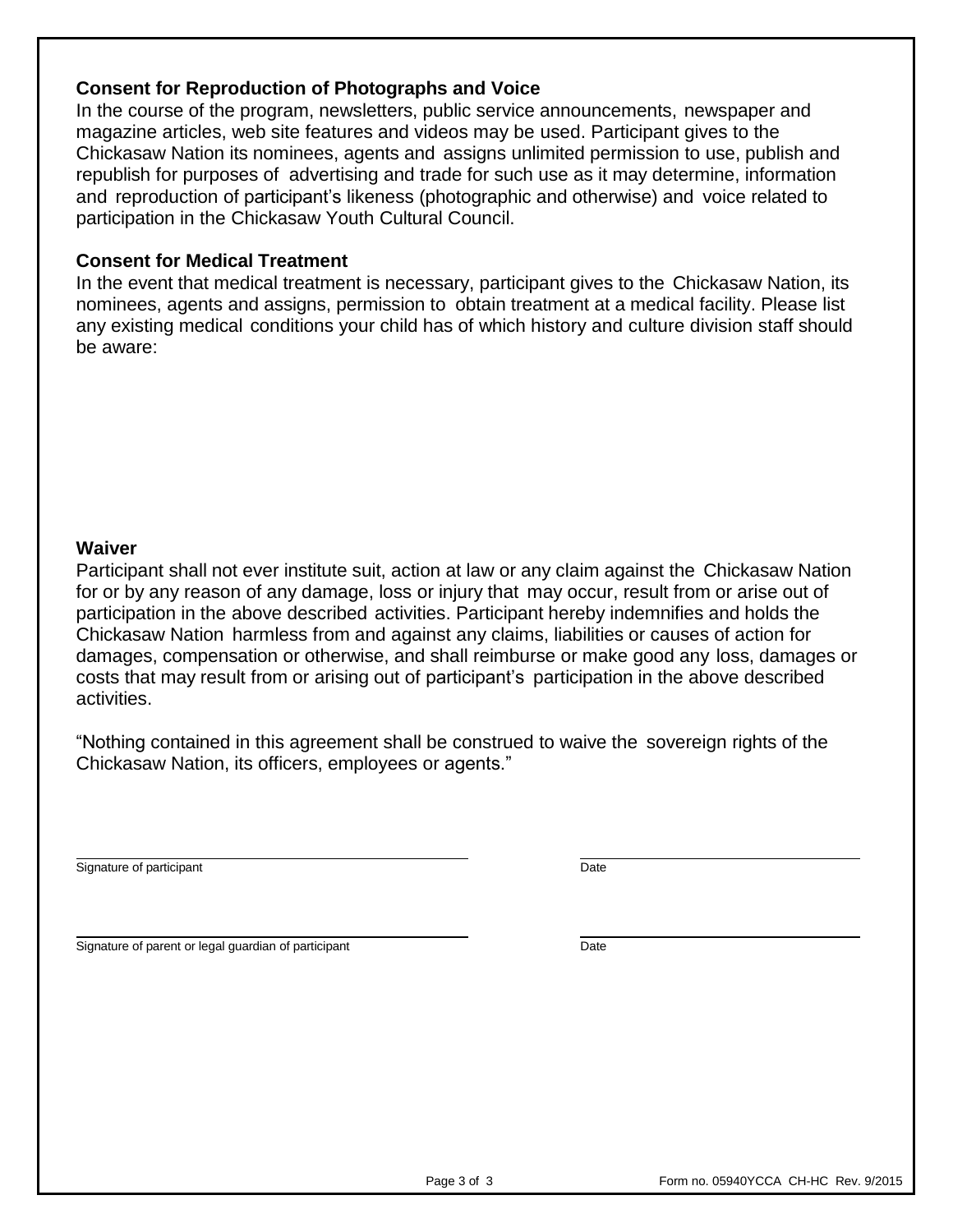### Consent for Reproduction of Photographs and Voice

In the course of the program, newsletters, public service announcements, newspaper and magazine articles, web site features and videos may be used. Participant gives to the Chickasaw Nation its nominees, agents and assigns unlimited permission to use, publish and republish for purposes of advertising and trade for such use as it may determine, information and reproduction of participant's likeness (photographic and otherwise) and voice related to participation in the Chickasaw Youth Cultural Council.

### Consent for Medical Treatment

In the event that medical treatment is necessary, participant gives to the Chickasaw Nation, its nominees, agents and assigns, permission to obtain treatment at a medical facility. Please list any existing medical conditions your child has of which history and culture division staff should be aware:

### Waiver

Participant shall not ever institute suit, action at law or any claim against the Chickasaw Nation for or by any reason of any damage, loss or injury that may occur, result from or arise out of participation in the above described activities. Participant hereby indemnifies and holds the Chickasaw Nation harmless from and against any claims, liabilities or causes of action for damages, compensation or otherwise, and shall reimburse or make good any loss, damages or costs that may result from or arising out of participant's participation in the above described activities.

"Nothing contained in this agreement shall be construed to waive the sovereign rights of the Chickasaw Nation, its officers, employees or agents."

______________________________ ______________________________
Signature of participant Date

______________________________ ______________________________
Signature of parent or legal guardian of participant Date

Form no. 05940YCCA CH-HC Rev. 9/2015